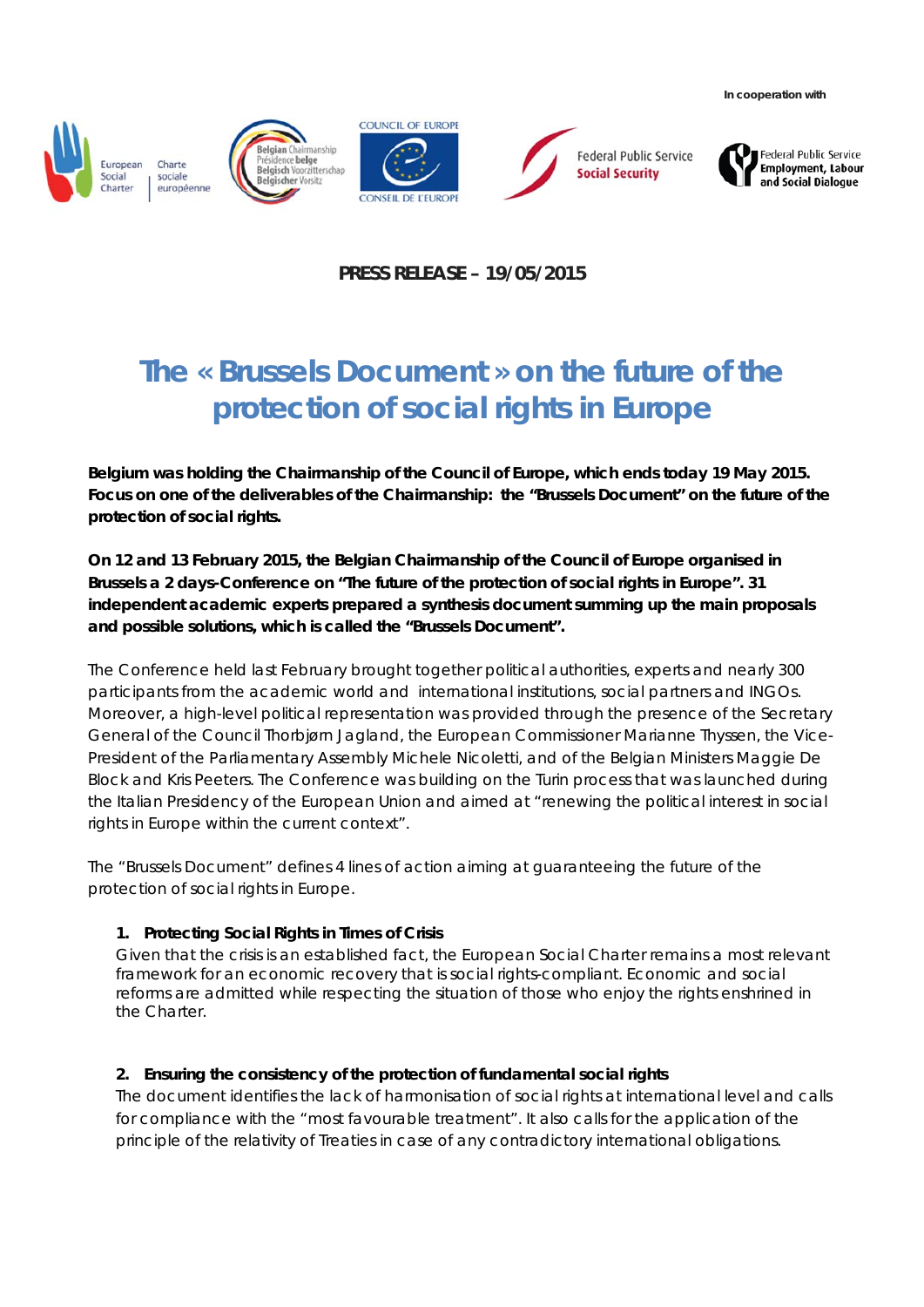In cooperation with

**PRESS RELEASE – 19/05/2015**

# The « Brussels Document » on the future of the protection of social rights in Europe

**Belgium was holding the Chairmanship of the Council of Europe, which ends today 19 May 2015. Focus on one of the deliverables of the Chairmanship: the "Brussels Document" on the future of the protection of social rights.**

**On 12 and 13 February 2015, the Belgian Chairmanship of the Council of Europe organised in Brussels a 2 days-Conference on "The future of the protection of social rights in Europe". 31 independent academic experts prepared a synthesis document summing up the main proposals and possible solutions, which is called the "Brussels Document".**

The Conference held last February brought together political authorities, experts and nearly 300 participants from the academic world and international institutions, social partners and INGOs. Moreover, a high-level political representation was provided through the presence of the Secretary General of the Council Thorbjørn Jagland, the European Commissioner Marianne Thyssen, the Vice-President of the Parliamentary Assembly Michele Nicoletti, and of the Belgian Ministers Maggie De Block and Kris Peeters. The Conference was building on the Turin process that was launched during the Italian Presidency of the European Union and aimed at "renewing the political interest in social rights in Europe within the current context".

The "Brussels Document" defines 4 lines of action aiming at guaranteeing the future of the protection of social rights in Europe.

1. **Protecting Social Rights in Times of Crisis**
   Given that the crisis is an established fact, the European Social Charter remains a most relevant framework for an economic recovery that is social rights-compliant. Economic and social reforms are admitted while respecting the situation of those who enjoy the rights enshrined in the Charter.

2. **Ensuring the consistency of the protection of fundamental social rights**
   The document identifies the lack of harmonisation of social rights at international level and calls for compliance with the "most favourable treatment". It also calls for the application of the principle of the relativity of Treaties in case of any contradictory international obligations.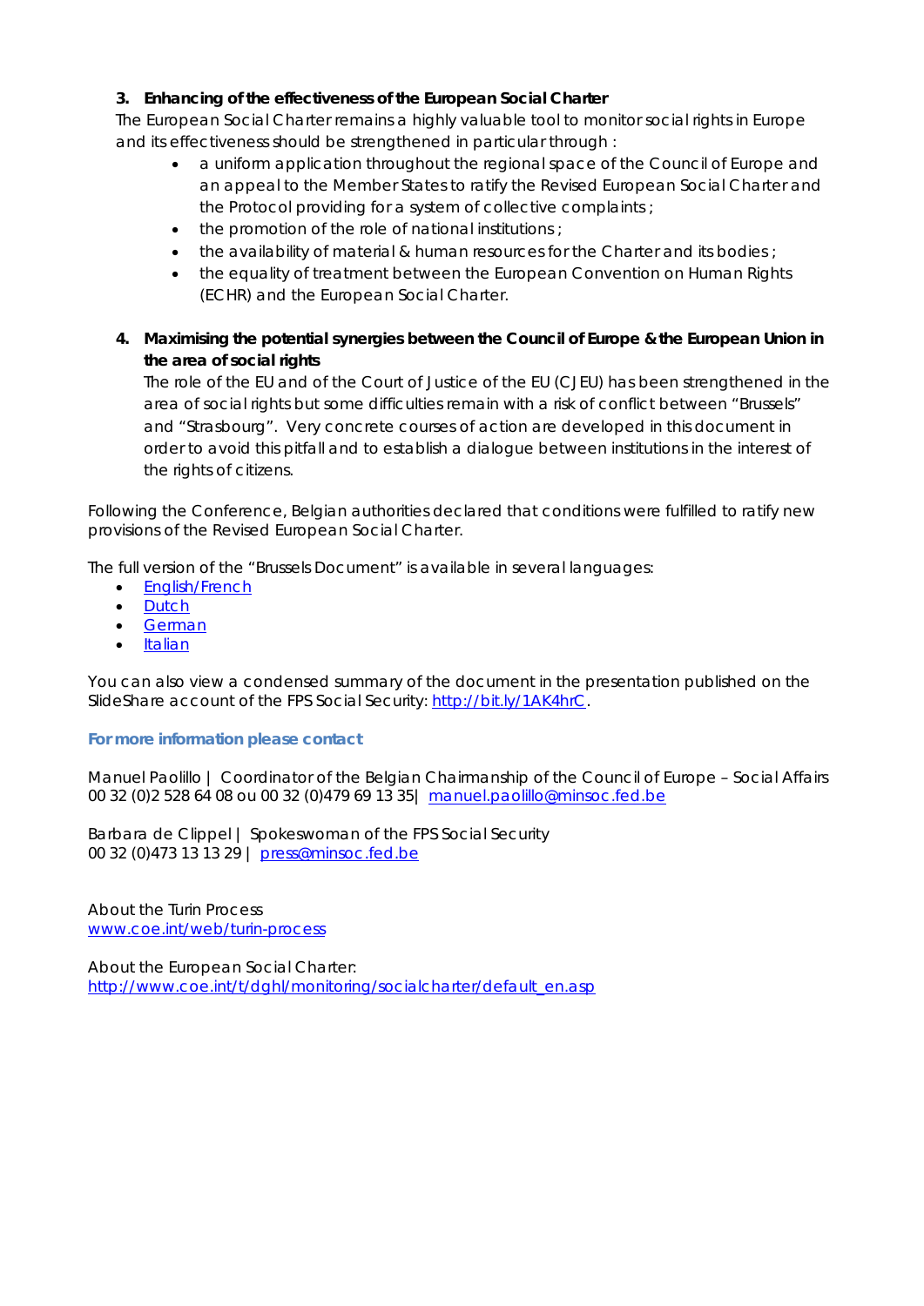3. **Enhancing of the effectiveness of the European Social Charter**

The European Social Charter remains a highly valuable tool to monitor social rights in Europe and its effectiveness should be strengthened in particular through :

- a uniform application throughout the regional space of the Council of Europe and an appeal to the Member States to ratify the Revised European Social Charter and the Protocol providing for a system of collective complaints ;
- the promotion of the role of national institutions ;
- the availability of material & human resources for the Charter and its bodies ;
- the equality of treatment between the European Convention on Human Rights (ECHR) and the European Social Charter.

4. **Maximising the potential synergies between the Council of Europe & the European Union in the area of social rights**

   The role of the EU and of the Court of Justice of the EU (CJEU) has been strengthened in the area of social rights but some difficulties remain with a risk of conflict between "Brussels" and "Strasbourg". Very concrete courses of action are developed in this document in order to avoid this pitfall and to establish a dialogue between institutions in the interest of the rights of citizens.

Following the Conference, Belgian authorities declared that conditions were fulfilled to ratify new provisions of the Revised European Social Charter.

The full version of the "Brussels Document" is available in several languages:

- English/French
- Dutch
- German
- Italian

You can also view a condensed summary of the document in the presentation published on the SlideShare account of the FPS Social Security: http://bit.ly/1AK4hrC.

**For more information please contact**

Manuel Paolillo | Coordinator of the Belgian Chairmanship of the Council of Europe – Social Affairs
00 32 (0)2 528 64 08 ou 00 32 (0)479 69 13 35| manuel.paolillo@minsoc.fed.be

Barbara de Clippel | Spokeswoman of the FPS Social Security
00 32 (0)473 13 13 29 | press@minsoc.fed.be

About the Turin Process
www.coe.int/web/turin-process

About the European Social Charter:
http://www.coe.int/t/dghl/monitoring/socialcharter/default_en.asp